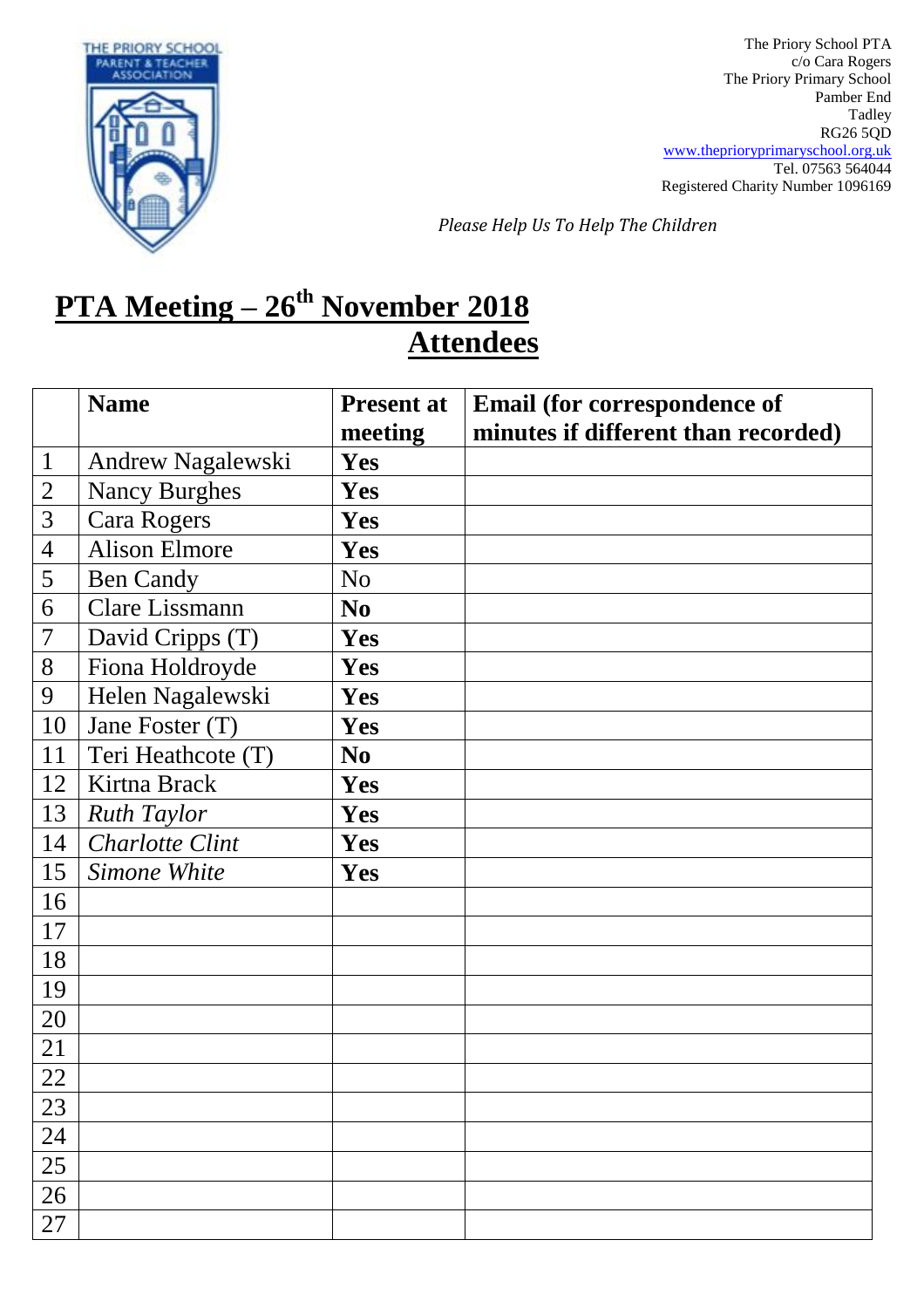The Priory School PTA
c/o Cara Rogers
The Priory Primary School
Pamber End
Tadley
RG26 5QD
www.theprioryprimaryschool.org.uk
Tel. 07563 564044
Registered Charity Number 1096169

*Please Help Us To Help The Children*

# PTA Meeting – 26th November 2018
# Attendees

| | **Name** | **Present at meeting** | **Email (for correspondence of minutes if different than recorded)** |
|---|---|---|---|
| 1 | Andrew Nagalewski | **Yes** | |
| 2 | Nancy Burghes | **Yes** | |
| 3 | Cara Rogers | **Yes** | |
| 4 | Alison Elmore | **Yes** | |
| 5 | Ben Candy | No | |
| 6 | Clare Lissmann | **No** | |
| 7 | David Cripps (T) | **Yes** | |
| 8 | Fiona Holdroyde | **Yes** | |
| 9 | Helen Nagalewski | **Yes** | |
| 10 | Jane Foster (T) | **Yes** | |
| 11 | Teri Heathcote (T) | **No** | |
| 12 | Kirtna Brack | **Yes** | |
| 13 | *Ruth Taylor* | **Yes** | |
| 14 | *Charlotte Clint* | **Yes** | |
| 15 | *Simone White* | **Yes** | |
| 16 | | | |
| 17 | | | |
| 18 | | | |
| 19 | | | |
| 20 | | | |
| 21 | | | |
| 22 | | | |
| 23 | | | |
| 24 | | | |
| 25 | | | |
| 26 | | | |
| 27 | | | |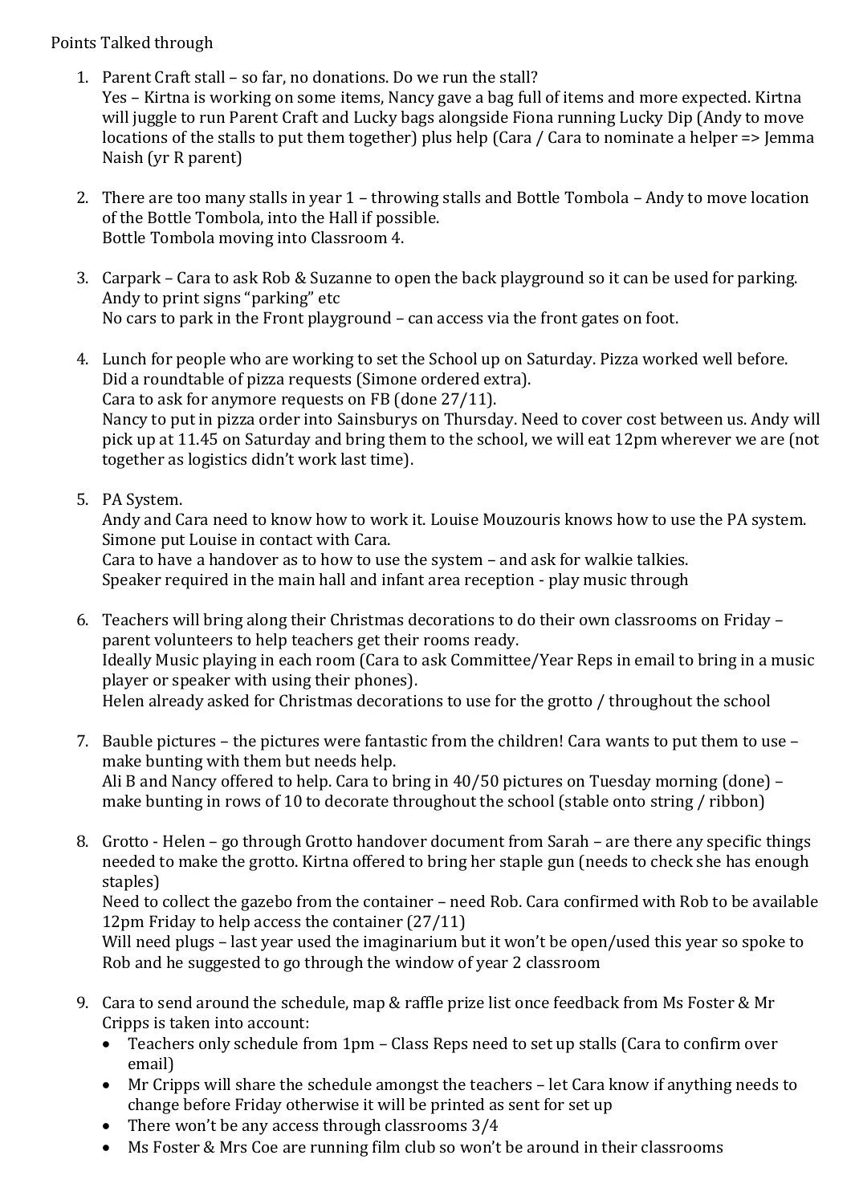Points Talked through

1. Parent Craft stall – so far, no donations. Do we run the stall?
   Yes – Kirtna is working on some items, Nancy gave a bag full of items and more expected. Kirtna will juggle to run Parent Craft and Lucky bags alongside Fiona running Lucky Dip (Andy to move locations of the stalls to put them together) plus help (Cara / Cara to nominate a helper => Jemma Naish (yr R parent)

2. There are too many stalls in year 1 – throwing stalls and Bottle Tombola – Andy to move location of the Bottle Tombola, into the Hall if possible.
   Bottle Tombola moving into Classroom 4.

3. Carpark – Cara to ask Rob & Suzanne to open the back playground so it can be used for parking. Andy to print signs "parking" etc
   No cars to park in the Front playground – can access via the front gates on foot.

4. Lunch for people who are working to set the School up on Saturday. Pizza worked well before. Did a roundtable of pizza requests (Simone ordered extra).
   Cara to ask for anymore requests on FB (done 27/11).
   Nancy to put in pizza order into Sainsburys on Thursday. Need to cover cost between us. Andy will pick up at 11.45 on Saturday and bring them to the school, we will eat 12pm wherever we are (not together as logistics didn't work last time).

5. PA System.
   Andy and Cara need to know how to work it. Louise Mouzouris knows how to use the PA system. Simone put Louise in contact with Cara.
   Cara to have a handover as to how to use the system – and ask for walkie talkies.
   Speaker required in the main hall and infant area reception - play music through

6. Teachers will bring along their Christmas decorations to do their own classrooms on Friday – parent volunteers to help teachers get their rooms ready.
   Ideally Music playing in each room (Cara to ask Committee/Year Reps in email to bring in a music player or speaker with using their phones).
   Helen already asked for Christmas decorations to use for the grotto / throughout the school

7. Bauble pictures – the pictures were fantastic from the children! Cara wants to put them to use – make bunting with them but needs help.
   Ali B and Nancy offered to help. Cara to bring in 40/50 pictures on Tuesday morning (done) – make bunting in rows of 10 to decorate throughout the school (stable onto string / ribbon)

8. Grotto - Helen – go through Grotto handover document from Sarah – are there any specific things needed to make the grotto. Kirtna offered to bring her staple gun (needs to check she has enough staples)
   Need to collect the gazebo from the container – need Rob. Cara confirmed with Rob to be available 12pm Friday to help access the container (27/11)
   Will need plugs – last year used the imaginarium but it won't be open/used this year so spoke to Rob and he suggested to go through the window of year 2 classroom

9. Cara to send around the schedule, map & raffle prize list once feedback from Ms Foster & Mr Cripps is taken into account:
   - Teachers only schedule from 1pm – Class Reps need to set up stalls (Cara to confirm over email)
   - Mr Cripps will share the schedule amongst the teachers – let Cara know if anything needs to change before Friday otherwise it will be printed as sent for set up
   - There won't be any access through classrooms 3/4
   - Ms Foster & Mrs Coe are running film club so won't be around in their classrooms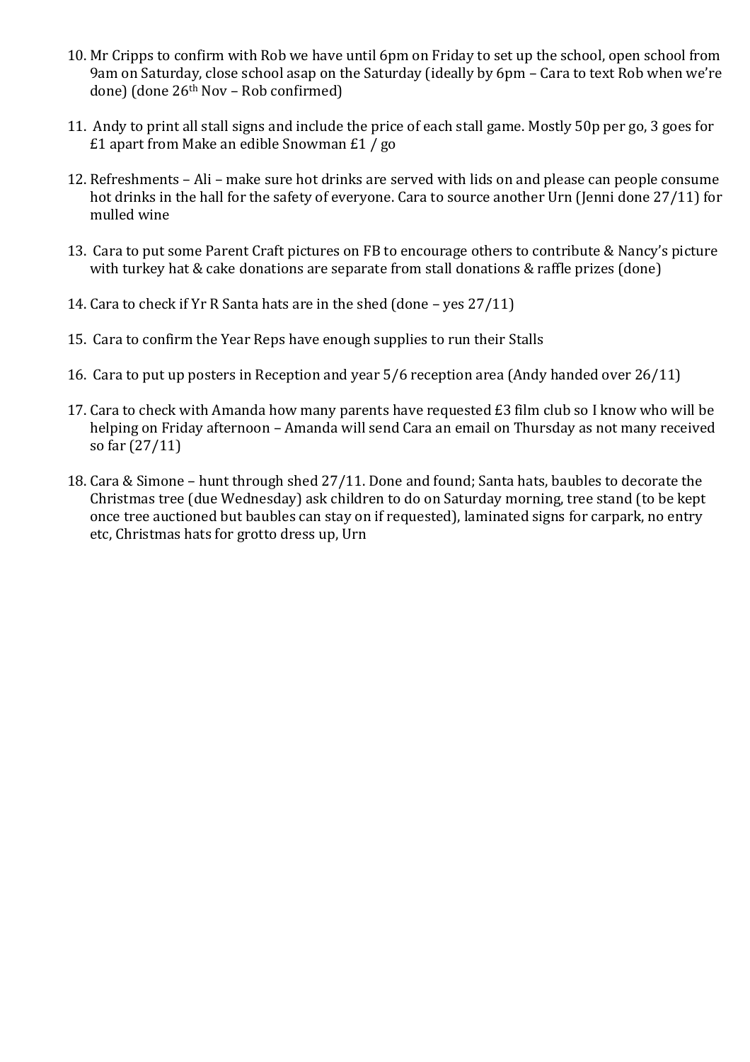10. Mr Cripps to confirm with Rob we have until 6pm on Friday to set up the school, open school from 9am on Saturday, close school asap on the Saturday (ideally by 6pm – Cara to text Rob when we're done) (done 26th Nov – Rob confirmed)

11. Andy to print all stall signs and include the price of each stall game. Mostly 50p per go, 3 goes for £1 apart from Make an edible Snowman £1 / go

12. Refreshments – Ali – make sure hot drinks are served with lids on and please can people consume hot drinks in the hall for the safety of everyone. Cara to source another Urn (Jenni done 27/11) for mulled wine

13. Cara to put some Parent Craft pictures on FB to encourage others to contribute & Nancy's picture with turkey hat & cake donations are separate from stall donations & raffle prizes (done)

14. Cara to check if Yr R Santa hats are in the shed (done – yes 27/11)

15. Cara to confirm the Year Reps have enough supplies to run their Stalls

16. Cara to put up posters in Reception and year 5/6 reception area (Andy handed over 26/11)

17. Cara to check with Amanda how many parents have requested £3 film club so I know who will be helping on Friday afternoon – Amanda will send Cara an email on Thursday as not many received so far (27/11)

18. Cara & Simone – hunt through shed 27/11. Done and found; Santa hats, baubles to decorate the Christmas tree (due Wednesday) ask children to do on Saturday morning, tree stand (to be kept once tree auctioned but baubles can stay on if requested), laminated signs for carpark, no entry etc, Christmas hats for grotto dress up, Urn